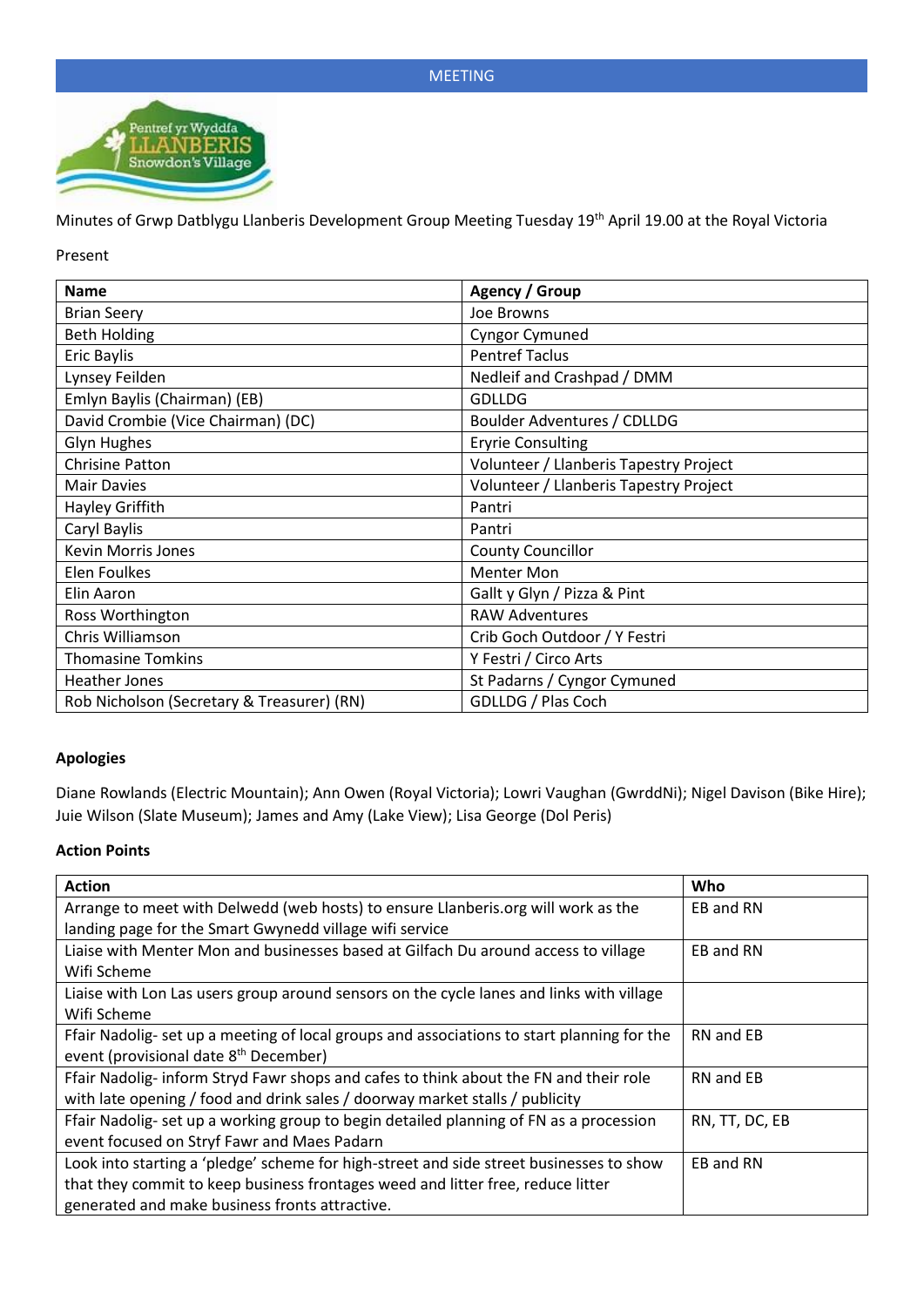MEETING

Minutes of Grwp Datblygu Llanberis Development Group Meeting Tuesday 19th April 19.00 at the Royal Victoria

Present

| Name | Agency / Group |
|---|---|
| Brian Seery | Joe Browns |
| Beth Holding | Cyngor Cymuned |
| Eric Baylis | Pentref Taclus |
| Lynsey Feilden | Nedleif and Crashpad / DMM |
| Emlyn Baylis (Chairman) (EB) | GDLLDG |
| David Crombie (Vice Chairman) (DC) | Boulder Adventures / CDLLDG |
| Glyn Hughes | Eryrie Consulting |
| Chrisine Patton | Volunteer / Llanberis Tapestry Project |
| Mair Davies | Volunteer / Llanberis Tapestry Project |
| Hayley Griffith | Pantri |
| Caryl Baylis | Pantri |
| Kevin Morris Jones | County Councillor |
| Elen Foulkes | Menter Mon |
| Elin Aaron | Gallt y Glyn / Pizza & Pint |
| Ross Worthington | RAW Adventures |
| Chris Williamson | Crib Goch Outdoor / Y Festri |
| Thomasine Tomkins | Y Festri / Circo Arts |
| Heather Jones | St Padarns / Cyngor Cymuned |
| Rob Nicholson (Secretary & Treasurer) (RN) | GDLLDG / Plas Coch |

**Apologies**

Diane Rowlands (Electric Mountain); Ann Owen (Royal Victoria); Lowri Vaughan (GwrddNi); Nigel Davison (Bike Hire); Juie Wilson (Slate Museum); James and Amy (Lake View); Lisa George (Dol Peris)

**Action Points**

| Action | Who |
|---|---|
| Arrange to meet with Delwedd (web hosts) to ensure Llanberis.org will work as the landing page for the Smart Gwynedd village wifi service | EB and RN |
| Liaise with Menter Mon and businesses based at Gilfach Du around access to village Wifi Scheme | EB and RN |
| Liaise with Lon Las users group around sensors on the cycle lanes and links with village Wifi Scheme | |
| Ffair Nadolig- set up a meeting of local groups and associations to start planning for the event (provisional date 8th December) | RN and EB |
| Ffair Nadolig- inform Stryd Fawr shops and cafes to think about the FN and their role with late opening / food and drink sales / doorway market stalls / publicity | RN and EB |
| Ffair Nadolig- set up a working group to begin detailed planning of FN as a procession event focused on Stryf Fawr and Maes Padarn | RN, TT, DC, EB |
| Look into starting a 'pledge' scheme for high-street and side street businesses to show that they commit to keep business frontages weed and litter free, reduce litter generated and make business fronts attractive. | EB and RN |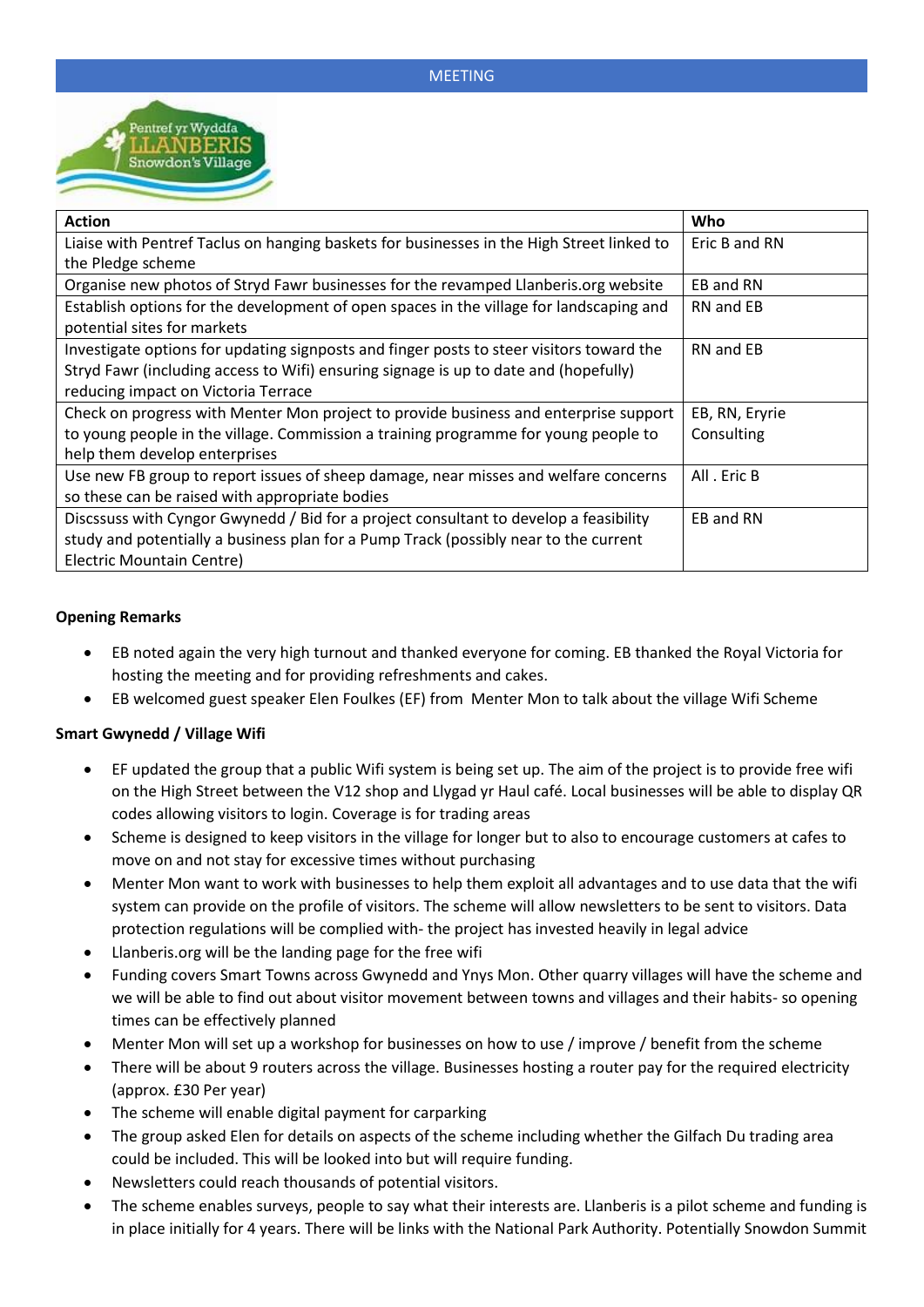| Action | Who |
|---|---|
| Liaise with Pentref Taclus on hanging baskets for businesses in the High Street linked to the Pledge scheme | Eric B and RN |
| Organise new photos of Stryd Fawr businesses for the revamped Llanberis.org website | EB and RN |
| Establish options for the development of open spaces in the village for landscaping and potential sites for markets | RN and EB |
| Investigate options for updating signposts and finger posts to steer visitors toward the Stryd Fawr (including access to Wifi) ensuring signage is up to date and (hopefully) reducing impact on Victoria Terrace | RN and EB |
| Check on progress with Menter Mon project to provide business and enterprise support to young people in the village. Commission a training programme for young people to help them develop enterprises | EB, RN, Eryrie Consulting |
| Use new FB group to report issues of sheep damage, near misses and welfare concerns so these can be raised with appropriate bodies | All . Eric B |
| Discssuss with Cyngor Gwynedd / Bid for a project consultant to develop a feasibility study and potentially a business plan for a Pump Track (possibly near to the current Electric Mountain Centre) | EB and RN |

**Opening Remarks**

- EB noted again the very high turnout and thanked everyone for coming. EB thanked the Royal Victoria for hosting the meeting and for providing refreshments and cakes.
- EB welcomed guest speaker Elen Foulkes (EF) from Menter Mon to talk about the village Wifi Scheme

**Smart Gwynedd / Village Wifi**

- EF updated the group that a public Wifi system is being set up. The aim of the project is to provide free wifi on the High Street between the V12 shop and Llygad yr Haul café. Local businesses will be able to display QR codes allowing visitors to login. Coverage is for trading areas
- Scheme is designed to keep visitors in the village for longer but to also to encourage customers at cafes to move on and not stay for excessive times without purchasing
- Menter Mon want to work with businesses to help them exploit all advantages and to use data that the wifi system can provide on the profile of visitors. The scheme will allow newsletters to be sent to visitors. Data protection regulations will be complied with- the project has invested heavily in legal advice
- Llanberis.org will be the landing page for the free wifi
- Funding covers Smart Towns across Gwynedd and Ynys Mon. Other quarry villages will have the scheme and we will be able to find out about visitor movement between towns and villages and their habits- so opening times can be effectively planned
- Menter Mon will set up a workshop for businesses on how to use / improve / benefit from the scheme
- There will be about 9 routers across the village. Businesses hosting a router pay for the required electricity (approx. £30 Per year)
- The scheme will enable digital payment for carparking
- The group asked Elen for details on aspects of the scheme including whether the Gilfach Du trading area could be included. This will be looked into but will require funding.
- Newsletters could reach thousands of potential visitors.
- The scheme enables surveys, people to say what their interests are. Llanberis is a pilot scheme and funding is in place initially for 4 years. There will be links with the National Park Authority. Potentially Snowdon Summit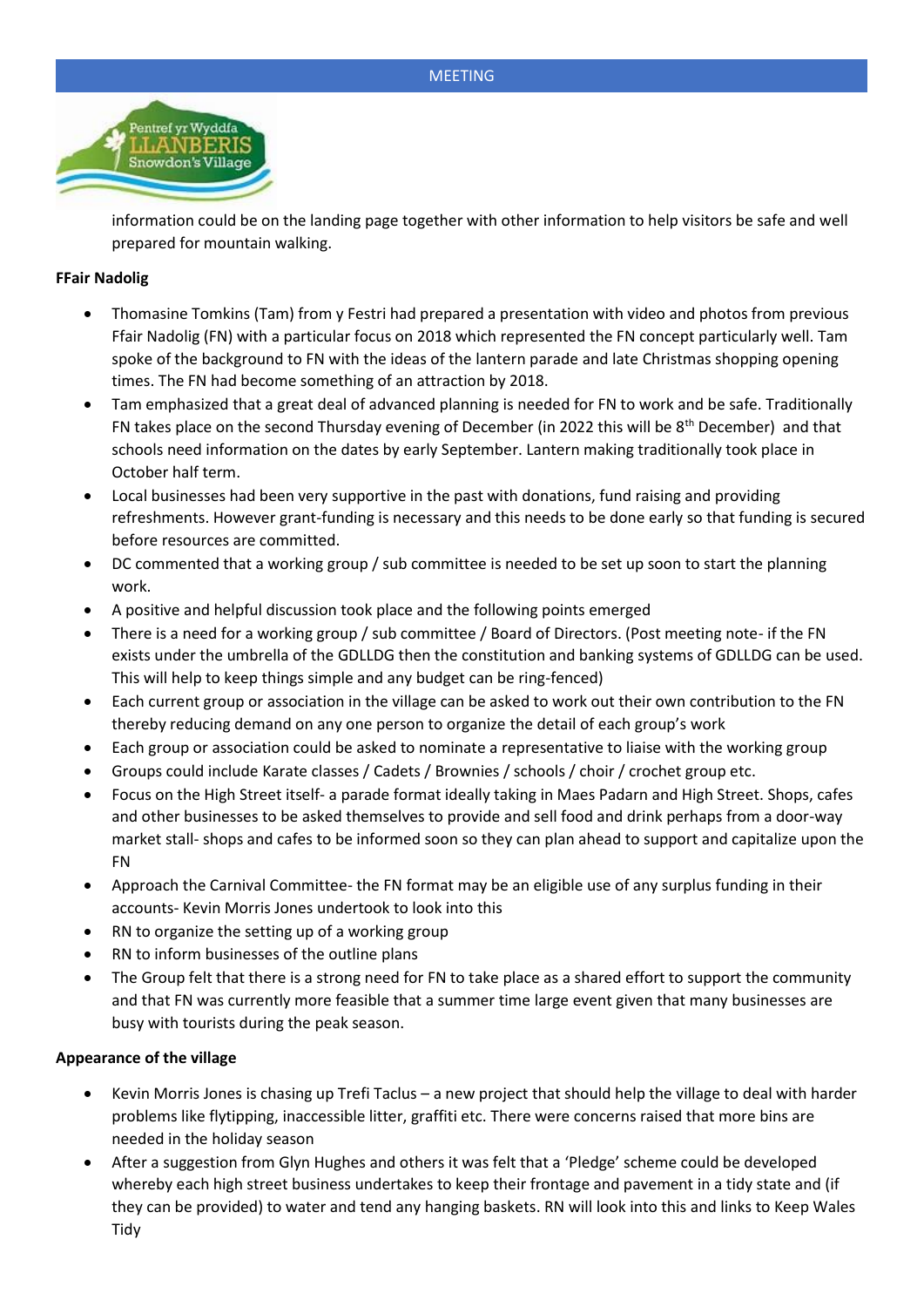information could be on the landing page together with other information to help visitors be safe and well prepared for mountain walking.

**FFair Nadolig**

- Thomasine Tomkins (Tam) from y Festri had prepared a presentation with video and photos from previous Ffair Nadolig (FN) with a particular focus on 2018 which represented the FN concept particularly well. Tam spoke of the background to FN with the ideas of the lantern parade and late Christmas shopping opening times. The FN had become something of an attraction by 2018.
- Tam emphasized that a great deal of advanced planning is needed for FN to work and be safe. Traditionally FN takes place on the second Thursday evening of December (in 2022 this will be 8th December) and that schools need information on the dates by early September. Lantern making traditionally took place in October half term.
- Local businesses had been very supportive in the past with donations, fund raising and providing refreshments. However grant-funding is necessary and this needs to be done early so that funding is secured before resources are committed.
- DC commented that a working group / sub committee is needed to be set up soon to start the planning work.
- A positive and helpful discussion took place and the following points emerged
- There is a need for a working group / sub committee / Board of Directors. (Post meeting note- if the FN exists under the umbrella of the GDLLDG then the constitution and banking systems of GDLLDG can be used. This will help to keep things simple and any budget can be ring-fenced)
- Each current group or association in the village can be asked to work out their own contribution to the FN thereby reducing demand on any one person to organize the detail of each group's work
- Each group or association could be asked to nominate a representative to liaise with the working group
- Groups could include Karate classes / Cadets / Brownies / schools / choir / crochet group etc.
- Focus on the High Street itself- a parade format ideally taking in Maes Padarn and High Street. Shops, cafes and other businesses to be asked themselves to provide and sell food and drink perhaps from a door-way market stall- shops and cafes to be informed soon so they can plan ahead to support and capitalize upon the FN
- Approach the Carnival Committee- the FN format may be an eligible use of any surplus funding in their accounts- Kevin Morris Jones undertook to look into this
- RN to organize the setting up of a working group
- RN to inform businesses of the outline plans
- The Group felt that there is a strong need for FN to take place as a shared effort to support the community and that FN was currently more feasible that a summer time large event given that many businesses are busy with tourists during the peak season.

**Appearance of the village**

- Kevin Morris Jones is chasing up Trefi Taclus – a new project that should help the village to deal with harder problems like flytipping, inaccessible litter, graffiti etc. There were concerns raised that more bins are needed in the holiday season
- After a suggestion from Glyn Hughes and others it was felt that a 'Pledge' scheme could be developed whereby each high street business undertakes to keep their frontage and pavement in a tidy state and (if they can be provided) to water and tend any hanging baskets. RN will look into this and links to Keep Wales Tidy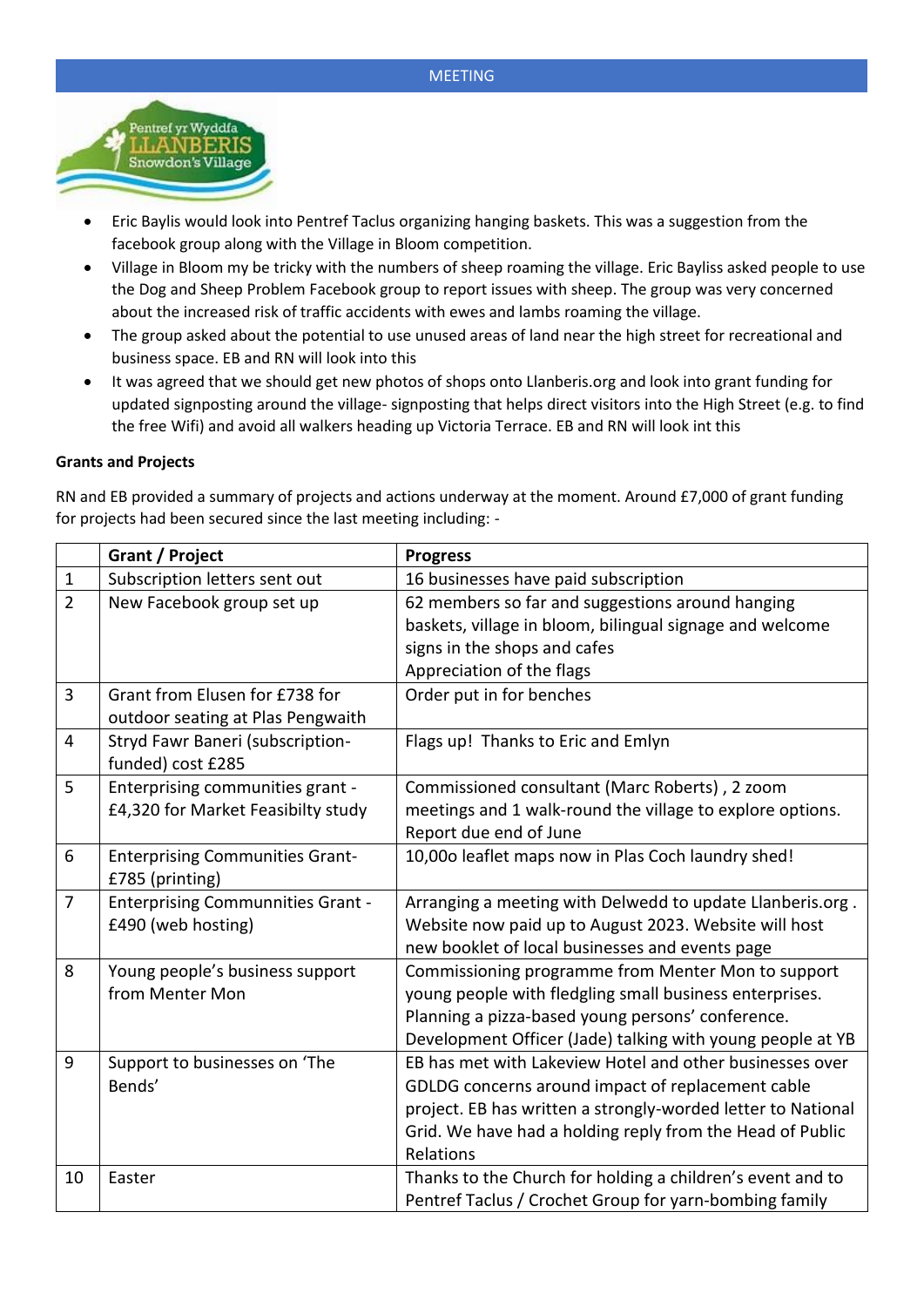- Eric Baylis would look into Pentref Taclus organizing hanging baskets. This was a suggestion from the facebook group along with the Village in Bloom competition.
- Village in Bloom my be tricky with the numbers of sheep roaming the village. Eric Bayliss asked people to use the Dog and Sheep Problem Facebook group to report issues with sheep. The group was very concerned about the increased risk of traffic accidents with ewes and lambs roaming the village.
- The group asked about the potential to use unused areas of land near the high street for recreational and business space. EB and RN will look into this
- It was agreed that we should get new photos of shops onto Llanberis.org and look into grant funding for updated signposting around the village- signposting that helps direct visitors into the High Street (e.g. to find the free Wifi) and avoid all walkers heading up Victoria Terrace. EB and RN will look int this

**Grants and Projects**

RN and EB provided a summary of projects and actions underway at the moment. Around £7,000 of grant funding for projects had been secured since the last meeting including: -

| | Grant / Project | Progress |
|---|---|---|
| 1 | Subscription letters sent out | 16 businesses have paid subscription |
| 2 | New Facebook group set up | 62 members so far and suggestions around hanging baskets, village in bloom, bilingual signage and welcome signs in the shops and cafes<br>Appreciation of the flags |
| 3 | Grant from Elusen for £738 for outdoor seating at Plas Pengwaith | Order put in for benches |
| 4 | Stryd Fawr Baneri (subscription-funded) cost £285 | Flags up! Thanks to Eric and Emlyn |
| 5 | Enterprising communities grant - £4,320 for Market Feasibilty study | Commissioned consultant (Marc Roberts) , 2 zoom meetings and 1 walk-round the village to explore options. Report due end of June |
| 6 | Enterprising Communities Grant- £785 (printing) | 10,00o leaflet maps now in Plas Coch laundry shed! |
| 7 | Enterprising Communnities Grant - £490 (web hosting) | Arranging a meeting with Delwedd to update Llanberis.org . Website now paid up to August 2023. Website will host new booklet of local businesses and events page |
| 8 | Young people's business support from Menter Mon | Commissioning programme from Menter Mon to support young people with fledgling small business enterprises. Planning a pizza-based young persons' conference. Development Officer (Jade) talking with young people at YB |
| 9 | Support to businesses on 'The Bends' | EB has met with Lakeview Hotel and other businesses over GDLDG concerns around impact of replacement cable project. EB has written a strongly-worded letter to National Grid. We have had a holding reply from the Head of Public Relations |
| 10 | Easter | Thanks to the Church for holding a children's event and to Pentref Taclus / Crochet Group for yarn-bombing family |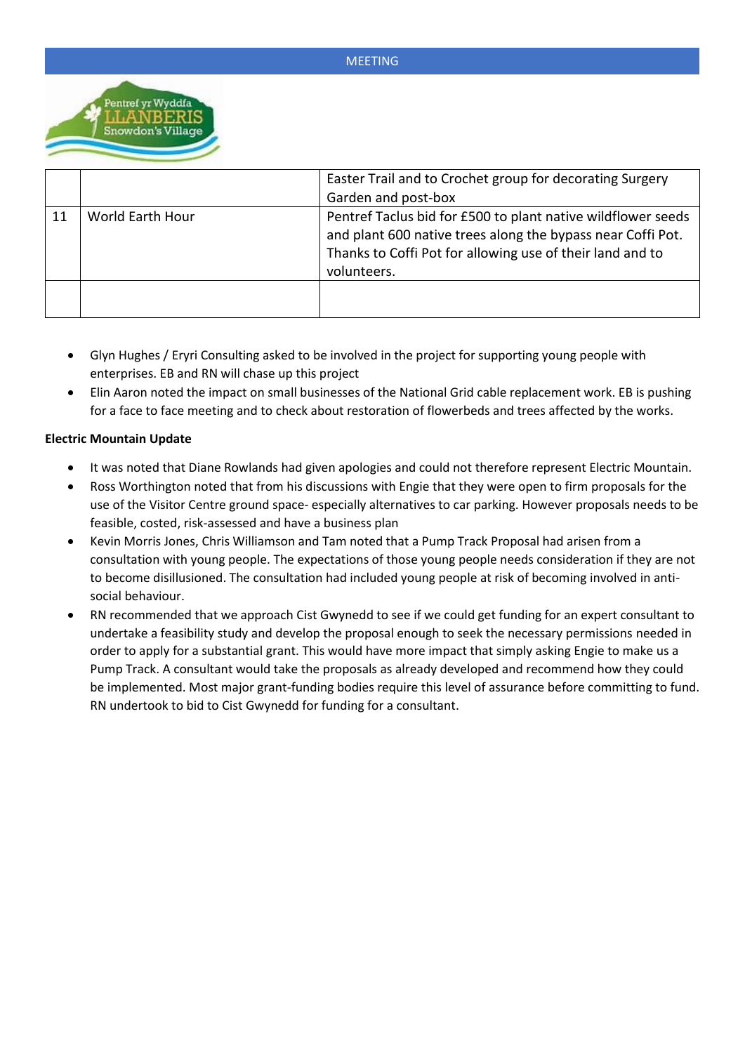| | | |
|---|---|---|
| | | Easter Trail and to Crochet group for decorating Surgery Garden and post-box |
| 11 | World Earth Hour | Pentref Taclus bid for £500 to plant native wildflower seeds and plant 600 native trees along the bypass near Coffi Pot. Thanks to Coffi Pot for allowing use of their land and to volunteers. |
| | | |

- Glyn Hughes / Eryri Consulting asked to be involved in the project for supporting young people with enterprises. EB and RN will chase up this project
- Elin Aaron noted the impact on small businesses of the National Grid cable replacement work. EB is pushing for a face to face meeting and to check about restoration of flowerbeds and trees affected by the works.

**Electric Mountain Update**

- It was noted that Diane Rowlands had given apologies and could not therefore represent Electric Mountain.
- Ross Worthington noted that from his discussions with Engie that they were open to firm proposals for the use of the Visitor Centre ground space- especially alternatives to car parking. However proposals needs to be feasible, costed, risk-assessed and have a business plan
- Kevin Morris Jones, Chris Williamson and Tam noted that a Pump Track Proposal had arisen from a consultation with young people. The expectations of those young people needs consideration if they are not to become disillusioned. The consultation had included young people at risk of becoming involved in anti-social behaviour.
- RN recommended that we approach Cist Gwynedd to see if we could get funding for an expert consultant to undertake a feasibility study and develop the proposal enough to seek the necessary permissions needed in order to apply for a substantial grant. This would have more impact that simply asking Engie to make us a Pump Track. A consultant would take the proposals as already developed and recommend how they could be implemented. Most major grant-funding bodies require this level of assurance before committing to fund. RN undertook to bid to Cist Gwynedd for funding for a consultant.